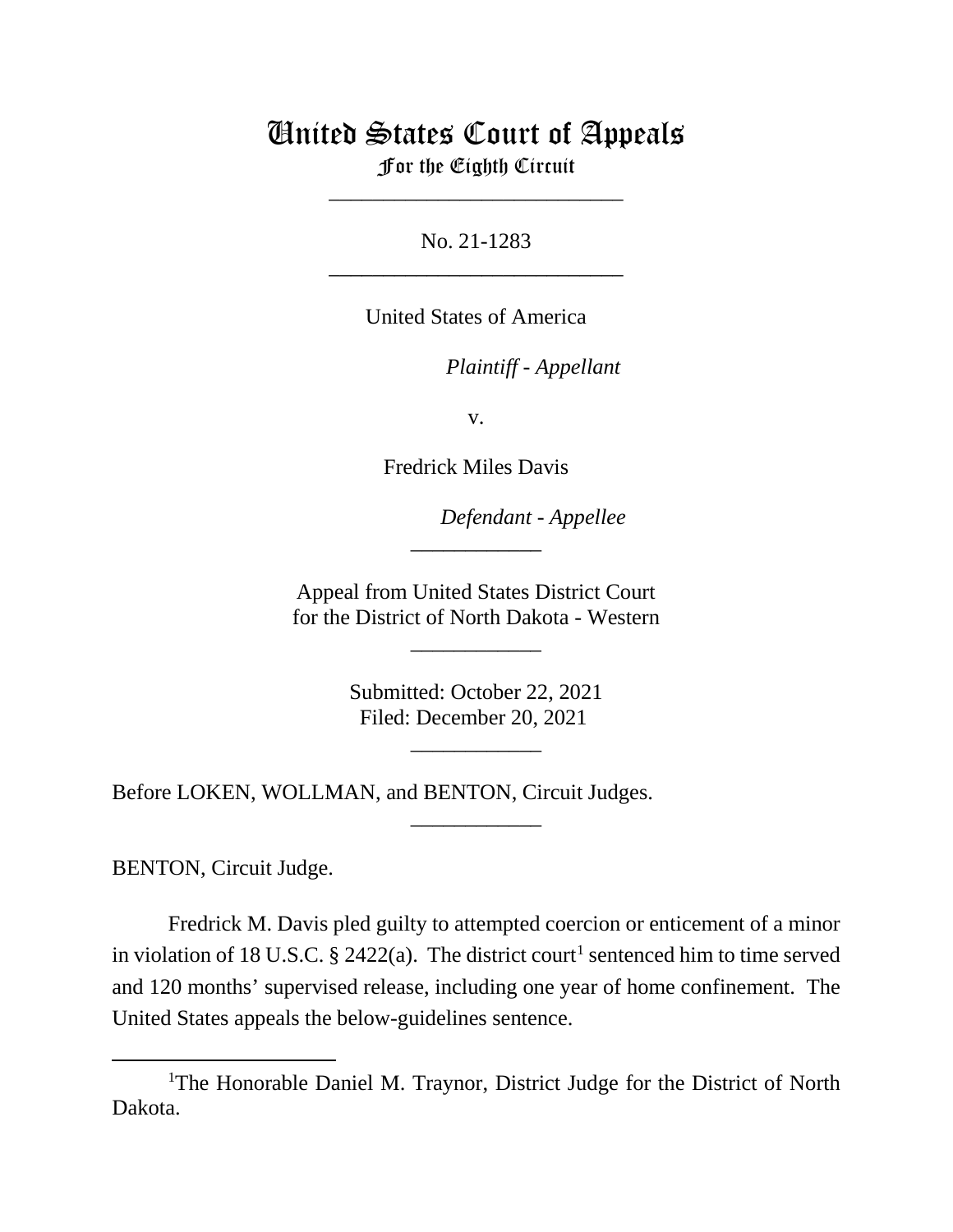# United States Court of Appeals
## For the Eighth Circuit

___________________________

No. 21-1283

___________________________

United States of America

*Plaintiff - Appellant*

v.

Fredrick Miles Davis

*Defendant - Appellee*

____________

Appeal from United States District Court
for the District of North Dakota - Western

____________

Submitted: October 22, 2021
Filed: December 20, 2021

____________

Before LOKEN, WOLLMAN, and BENTON, Circuit Judges.

____________

BENTON, Circuit Judge.

Fredrick M. Davis pled guilty to attempted coercion or enticement of a minor in violation of 18 U.S.C. § 2422(a). The district court[1] sentenced him to time served and 120 months' supervised release, including one year of home confinement. The United States appeals the below-guidelines sentence.

---

[1]The Honorable Daniel M. Traynor, District Judge for the District of North Dakota.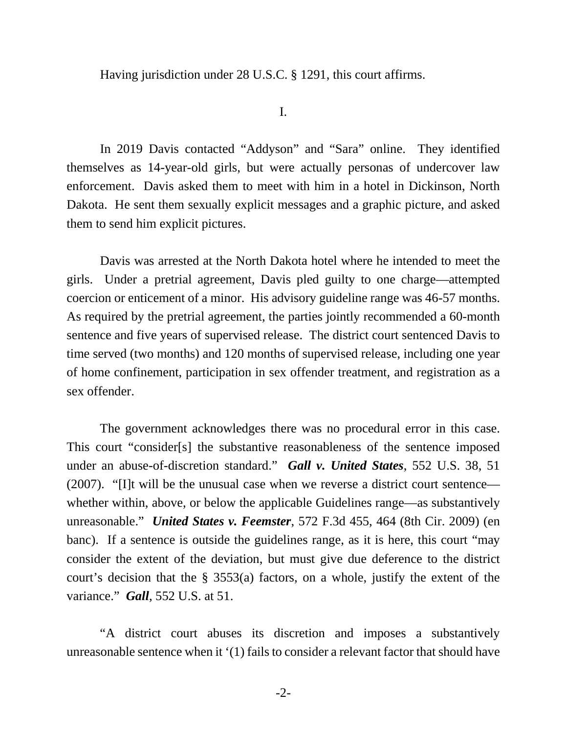Having jurisdiction under 28 U.S.C. § 1291, this court affirms.

I.

In 2019 Davis contacted "Addyson" and "Sara" online. They identified themselves as 14-year-old girls, but were actually personas of undercover law enforcement. Davis asked them to meet with him in a hotel in Dickinson, North Dakota. He sent them sexually explicit messages and a graphic picture, and asked them to send him explicit pictures.

Davis was arrested at the North Dakota hotel where he intended to meet the girls. Under a pretrial agreement, Davis pled guilty to one charge—attempted coercion or enticement of a minor. His advisory guideline range was 46-57 months. As required by the pretrial agreement, the parties jointly recommended a 60-month sentence and five years of supervised release. The district court sentenced Davis to time served (two months) and 120 months of supervised release, including one year of home confinement, participation in sex offender treatment, and registration as a sex offender.

The government acknowledges there was no procedural error in this case. This court "consider[s] the substantive reasonableness of the sentence imposed under an abuse-of-discretion standard." ***Gall v. United States***, 552 U.S. 38, 51 (2007). "[I]t will be the unusual case when we reverse a district court sentence—whether within, above, or below the applicable Guidelines range—as substantively unreasonable." ***United States v. Feemster***, 572 F.3d 455, 464 (8th Cir. 2009) (en banc). If a sentence is outside the guidelines range, as it is here, this court "may consider the extent of the deviation, but must give due deference to the district court's decision that the § 3553(a) factors, on a whole, justify the extent of the variance." ***Gall***, 552 U.S. at 51.

"A district court abuses its discretion and imposes a substantively unreasonable sentence when it '(1) fails to consider a relevant factor that should have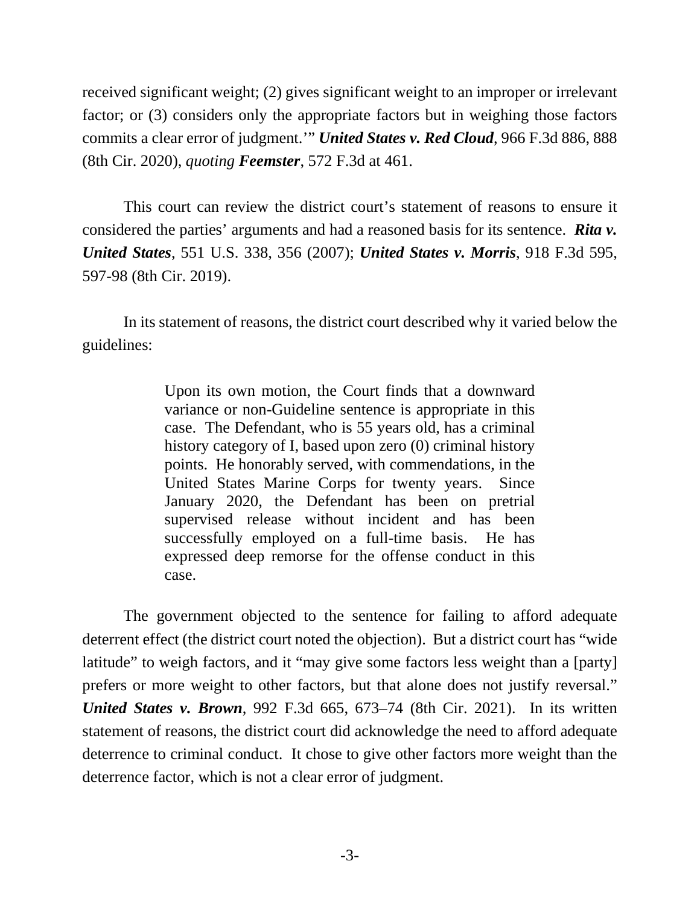received significant weight; (2) gives significant weight to an improper or irrelevant factor; or (3) considers only the appropriate factors but in weighing those factors commits a clear error of judgment.'" ***United States v. Red Cloud***, 966 F.3d 886, 888 (8th Cir. 2020), *quoting* ***Feemster***, 572 F.3d at 461.

This court can review the district court's statement of reasons to ensure it considered the parties' arguments and had a reasoned basis for its sentence. ***Rita v. United States***, 551 U.S. 338, 356 (2007); ***United States v. Morris***, 918 F.3d 595, 597-98 (8th Cir. 2019).

In its statement of reasons, the district court described why it varied below the guidelines:

> Upon its own motion, the Court finds that a downward variance or non-Guideline sentence is appropriate in this case. The Defendant, who is 55 years old, has a criminal history category of I, based upon zero (0) criminal history points. He honorably served, with commendations, in the United States Marine Corps for twenty years. Since January 2020, the Defendant has been on pretrial supervised release without incident and has been successfully employed on a full-time basis. He has expressed deep remorse for the offense conduct in this case.

The government objected to the sentence for failing to afford adequate deterrent effect (the district court noted the objection). But a district court has "wide latitude" to weigh factors, and it "may give some factors less weight than a [party] prefers or more weight to other factors, but that alone does not justify reversal." ***United States v. Brown***, 992 F.3d 665, 673–74 (8th Cir. 2021). In its written statement of reasons, the district court did acknowledge the need to afford adequate deterrence to criminal conduct. It chose to give other factors more weight than the deterrence factor, which is not a clear error of judgment.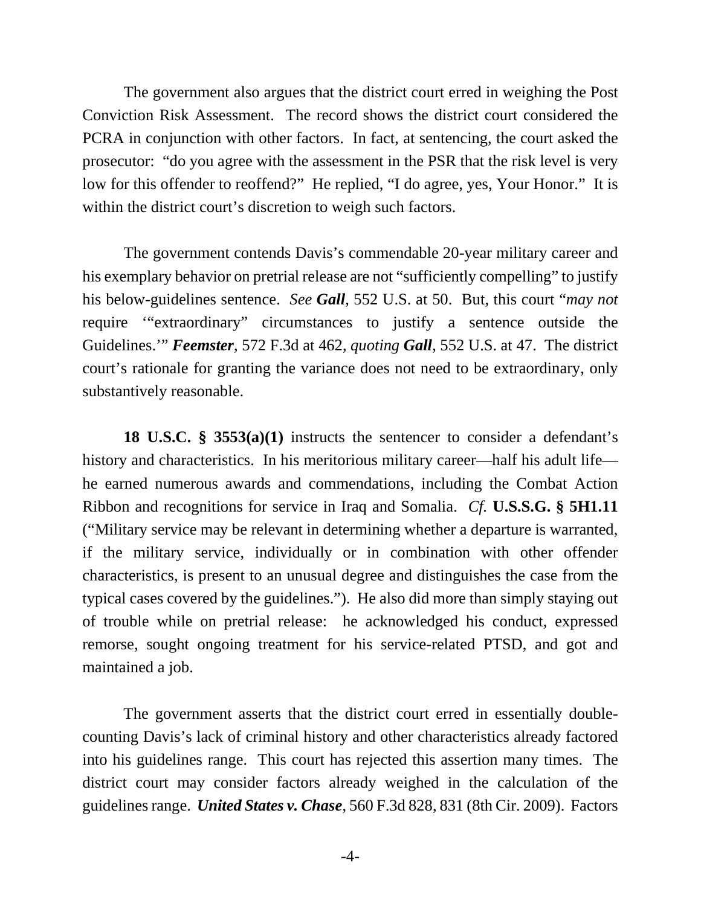The government also argues that the district court erred in weighing the Post Conviction Risk Assessment. The record shows the district court considered the PCRA in conjunction with other factors. In fact, at sentencing, the court asked the prosecutor: "do you agree with the assessment in the PSR that the risk level is very low for this offender to reoffend?" He replied, "I do agree, yes, Your Honor." It is within the district court's discretion to weigh such factors.

The government contends Davis's commendable 20-year military career and his exemplary behavior on pretrial release are not "sufficiently compelling" to justify his below-guidelines sentence. *See* ***Gall***, 552 U.S. at 50. But, this court "*may not* require '"extraordinary" circumstances to justify a sentence outside the Guidelines.'" ***Feemster***, 572 F.3d at 462, *quoting* ***Gall***, 552 U.S. at 47. The district court's rationale for granting the variance does not need to be extraordinary, only substantively reasonable.

**18 U.S.C. § 3553(a)(1)** instructs the sentencer to consider a defendant's history and characteristics. In his meritorious military career—half his adult life—he earned numerous awards and commendations, including the Combat Action Ribbon and recognitions for service in Iraq and Somalia. *Cf.* **U.S.S.G. § 5H1.11** ("Military service may be relevant in determining whether a departure is warranted, if the military service, individually or in combination with other offender characteristics, is present to an unusual degree and distinguishes the case from the typical cases covered by the guidelines."). He also did more than simply staying out of trouble while on pretrial release: he acknowledged his conduct, expressed remorse, sought ongoing treatment for his service-related PTSD, and got and maintained a job.

The government asserts that the district court erred in essentially double-counting Davis's lack of criminal history and other characteristics already factored into his guidelines range. This court has rejected this assertion many times. The district court may consider factors already weighed in the calculation of the guidelines range. ***United States v. Chase***, 560 F.3d 828, 831 (8th Cir. 2009). Factors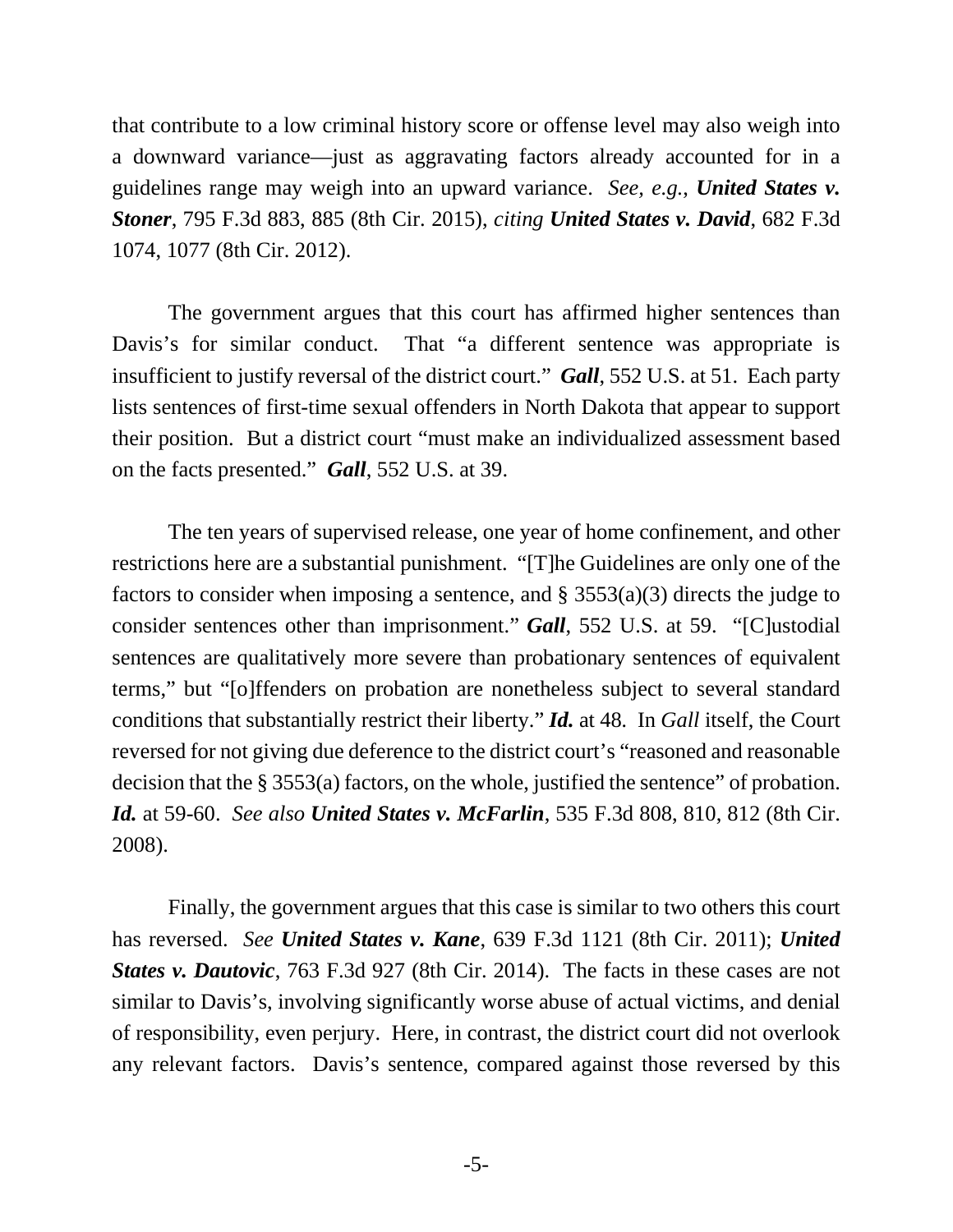that contribute to a low criminal history score or offense level may also weigh into a downward variance—just as aggravating factors already accounted for in a guidelines range may weigh into an upward variance. *See, e.g.*, ***United States v. Stoner***, 795 F.3d 883, 885 (8th Cir. 2015), *citing* ***United States v. David***, 682 F.3d 1074, 1077 (8th Cir. 2012).

The government argues that this court has affirmed higher sentences than Davis's for similar conduct. That "a different sentence was appropriate is insufficient to justify reversal of the district court." ***Gall***, 552 U.S. at 51. Each party lists sentences of first-time sexual offenders in North Dakota that appear to support their position. But a district court "must make an individualized assessment based on the facts presented." ***Gall***, 552 U.S. at 39.

The ten years of supervised release, one year of home confinement, and other restrictions here are a substantial punishment. "[T]he Guidelines are only one of the factors to consider when imposing a sentence, and § 3553(a)(3) directs the judge to consider sentences other than imprisonment." ***Gall***, 552 U.S. at 59. "[C]ustodial sentences are qualitatively more severe than probationary sentences of equivalent terms," but "[o]ffenders on probation are nonetheless subject to several standard conditions that substantially restrict their liberty." ***Id.*** at 48. In *Gall* itself, the Court reversed for not giving due deference to the district court's "reasoned and reasonable decision that the § 3553(a) factors, on the whole, justified the sentence" of probation. ***Id.*** at 59-60. *See also* ***United States v. McFarlin***, 535 F.3d 808, 810, 812 (8th Cir. 2008).

Finally, the government argues that this case is similar to two others this court has reversed. *See* ***United States v. Kane***, 639 F.3d 1121 (8th Cir. 2011); ***United States v. Dautovic***, 763 F.3d 927 (8th Cir. 2014). The facts in these cases are not similar to Davis's, involving significantly worse abuse of actual victims, and denial of responsibility, even perjury. Here, in contrast, the district court did not overlook any relevant factors. Davis's sentence, compared against those reversed by this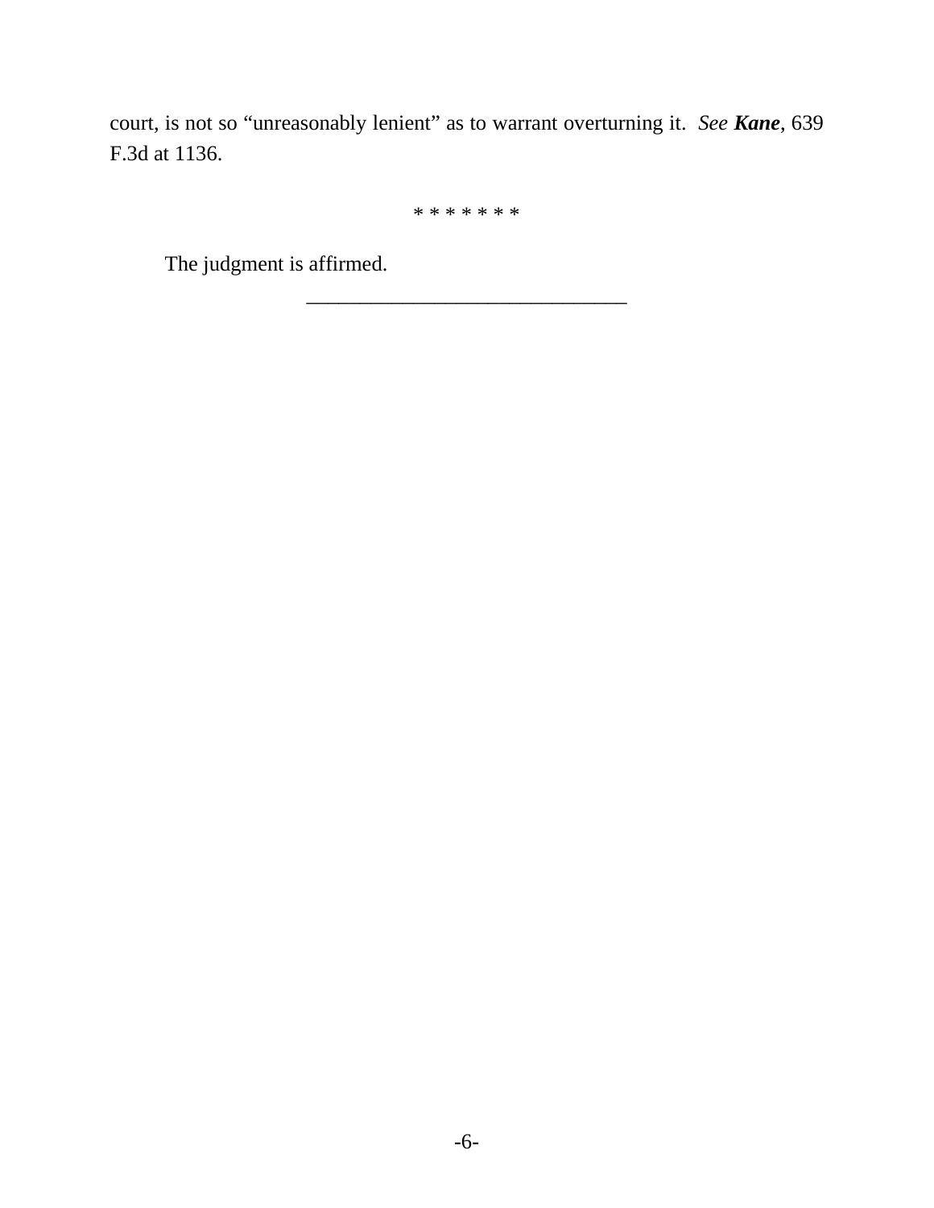court, is not so “unreasonably lenient” as to warrant overturning it. *See* ***Kane***, 639 F.3d at 1136.

\* \* \* \* \* \* \*

The judgment is affirmed.

______________________________